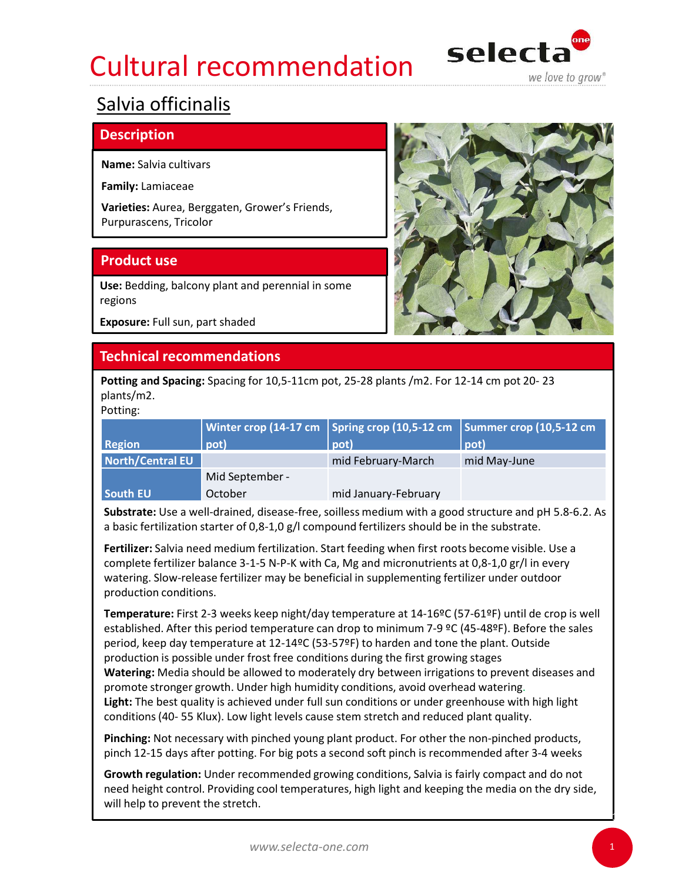# Cultural recommendation

## Salvia officinalis

### Description

**Name:** Salvia cultivars

**Family:** Lamiaceae

**Varieties:** Aurea, Berggaten, Grower's Friends, Purpurascens, Tricolor

### Product use

**Use:** Bedding, balcony plant and perennial in some regions

**Exposure:** Full sun, part shaded

### Technical recommendations

**Potting and Spacing:** Spacing for 10,5-11cm pot, 25-28 plants /m2. For 12-14 cm pot 20- 23 plants/m2.
Potting:

| Region | Winter crop (14-17 cm pot) | Spring crop (10,5-12 cm pot) | Summer crop (10,5-12 cm pot) |
|---|---|---|---|
| North/Central EU | | mid February-March | mid May-June |
| South EU | Mid September - October | mid January-February | |

**Substrate:** Use a well-drained, disease-free, soilless medium with a good structure and pH 5.8-6.2. As a basic fertilization starter of 0,8-1,0 g/l compound fertilizers should be in the substrate.

**Fertilizer:** Salvia need medium fertilization. Start feeding when first roots become visible. Use a complete fertilizer balance 3-1-5 N-P-K with Ca, Mg and micronutrients at 0,8-1,0 gr/l in every watering. Slow-release fertilizer may be beneficial in supplementing fertilizer under outdoor production conditions.

**Temperature:** First 2-3 weeks keep night/day temperature at 14-16ºC (57-61ºF) until de crop is well established. After this period temperature can drop to minimum 7-9 ºC (45-48ºF). Before the sales period, keep day temperature at 12-14ºC (53-57ºF) to harden and tone the plant. Outside production is possible under frost free conditions during the first growing stages
**Watering:** Media should be allowed to moderately dry between irrigations to prevent diseases and promote stronger growth. Under high humidity conditions, avoid overhead watering.
**Light:** The best quality is achieved under full sun conditions or under greenhouse with high light conditions (40- 55 Klux). Low light levels cause stem stretch and reduced plant quality.

**Pinching:** Not necessary with pinched young plant product. For other the non-pinched products, pinch 12-15 days after potting. For big pots a second soft pinch is recommended after 3-4 weeks

**Growth regulation:** Under recommended growing conditions, Salvia is fairly compact and do not need height control. Providing cool temperatures, high light and keeping the media on the dry side, will help to prevent the stretch.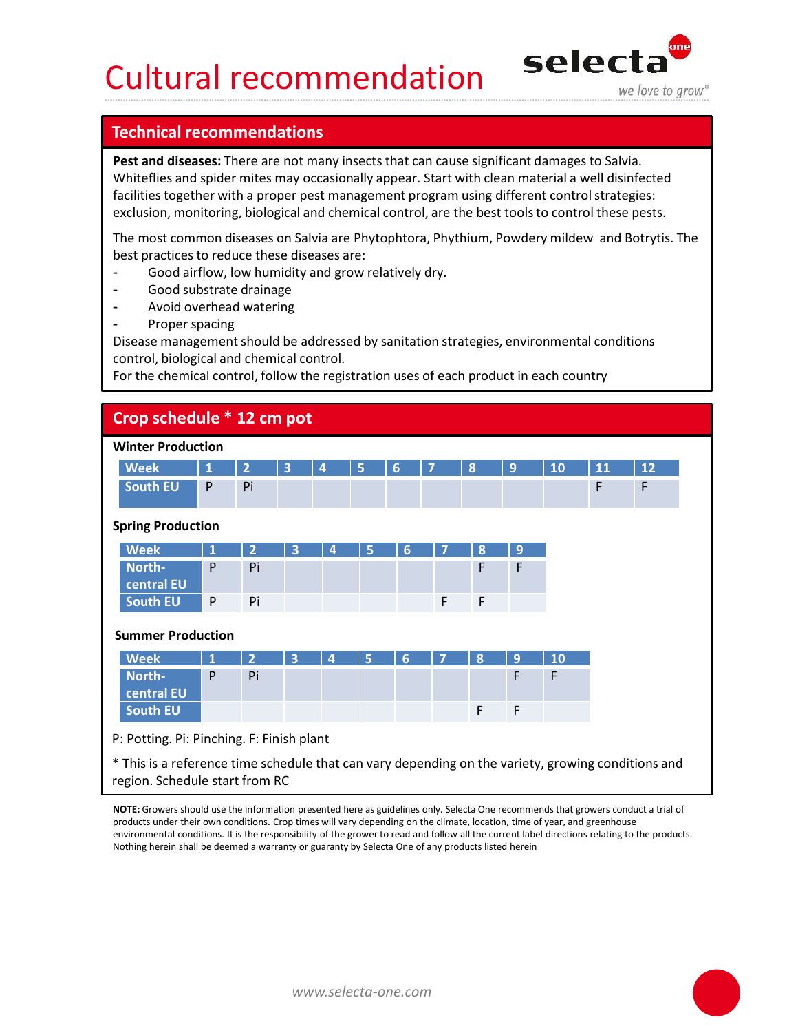# Cultural recommendation

## Technical recommendations

**Pest and diseases:** There are not many insects that can cause significant damages to Salvia. Whiteflies and spider mites may occasionally appear. Start with clean material a well disinfected facilities together with a proper pest management program using different control strategies: exclusion, monitoring, biological and chemical control, are the best tools to control these pests.

The most common diseases on Salvia are Phytophtora, Phythium, Powdery mildew and Botrytis. The best practices to reduce these diseases are:

- Good airflow, low humidity and grow relatively dry.
- Good substrate drainage
- Avoid overhead watering
- Proper spacing

Disease management should be addressed by sanitation strategies, environmental conditions control, biological and chemical control.
For the chemical control, follow the registration uses of each product in each country

## Crop schedule * 12 cm pot

**Winter Production**

| Week | 1 | 2 | 3 | 4 | 5 | 6 | 7 | 8 | 9 | 10 | 11 | 12 |
|---|---|---|---|---|---|---|---|---|---|---|---|---|
| South EU | P | Pi | | | | | | | | | F | F |

**Spring Production**

| Week | 1 | 2 | 3 | 4 | 5 | 6 | 7 | 8 | 9 |
|---|---|---|---|---|---|---|---|---|---|
| North-central EU | P | Pi | | | | | | F | F |
| South EU | P | Pi | | | | | F | F | |

**Summer Production**

| Week | 1 | 2 | 3 | 4 | 5 | 6 | 7 | 8 | 9 | 10 |
|---|---|---|---|---|---|---|---|---|---|---|
| North-central EU | P | Pi | | | | | | | F | F |
| South EU | | | | | | | | F | F | |

P: Potting. Pi: Pinching. F: Finish plant

* This is a reference time schedule that can vary depending on the variety, growing conditions and region. Schedule start from RC

**NOTE:** Growers should use the information presented here as guidelines only. Selecta One recommends that growers conduct a trial of products under their own conditions. Crop times will vary depending on the climate, location, time of year, and greenhouse environmental conditions. It is the responsibility of the grower to read and follow all the current label directions relating to the products. Nothing herein shall be deemed a warranty or guaranty by Selecta One of any products listed herein